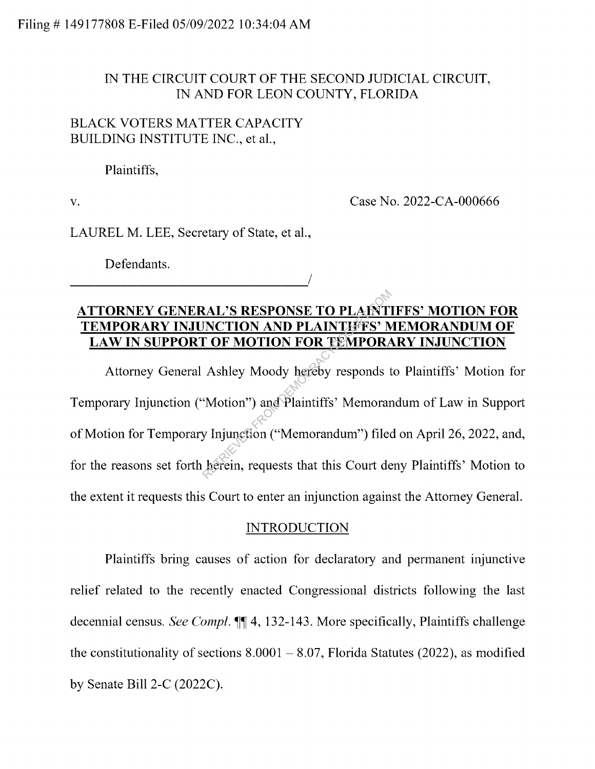Filing # 149177808 E-Filed 05/09/2022 10:34:04 AM

IN THE CIRCUIT COURT OF THE SECOND JUDICIAL CIRCUIT,
IN AND FOR LEON COUNTY, FLORIDA

BLACK VOTERS MATTER CAPACITY BUILDING INSTITUTE INC., et al.,

Plaintiffs,

v. Case No. 2022-CA-000666

LAUREL M. LEE, Secretary of State, et al.,

Defendants.
_________________________________/

**ATTORNEY GENERAL'S RESPONSE TO PLAINTIFFS' MOTION FOR TEMPORARY INJUNCTION AND PLAINTIFFS' MEMORANDUM OF LAW IN SUPPORT OF MOTION FOR TEMPORARY INJUNCTION**

Attorney General Ashley Moody hereby responds to Plaintiffs' Motion for Temporary Injunction ("Motion") and Plaintiffs' Memorandum of Law in Support of Motion for Temporary Injunction ("Memorandum") filed on April 26, 2022, and, for the reasons set forth herein, requests that this Court deny Plaintiffs' Motion to the extent it requests this Court to enter an injunction against the Attorney General.

## INTRODUCTION

Plaintiffs bring causes of action for declaratory and permanent injunctive relief related to the recently enacted Congressional districts following the last decennial census. *See Compl.* ¶¶ 4, 132-143. More specifically, Plaintiffs challenge the constitutionality of sections 8.0001 – 8.07, Florida Statutes (2022), as modified by Senate Bill 2-C (2022C).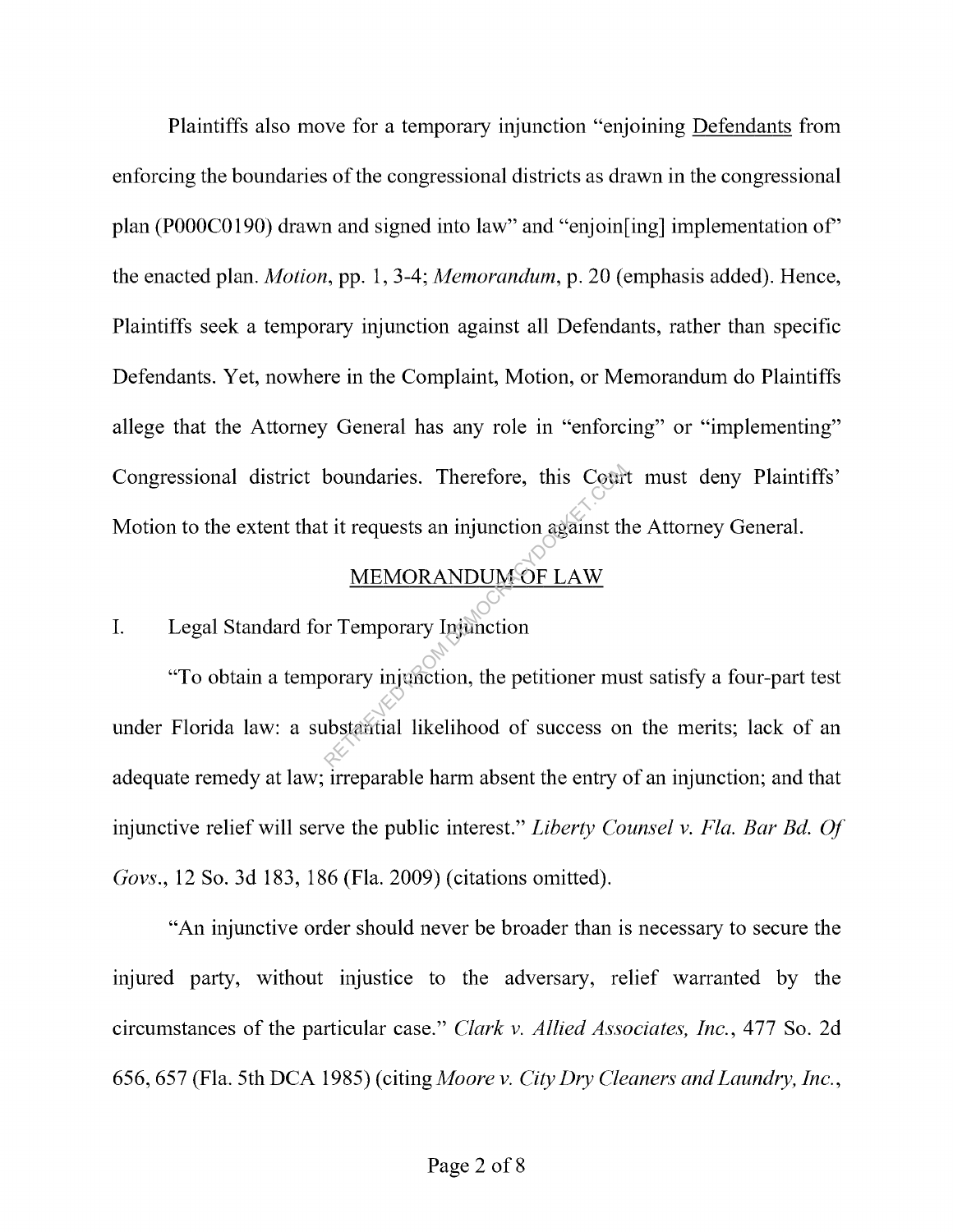Plaintiffs also move for a temporary injunction "enjoining Defendants from enforcing the boundaries of the congressional districts as drawn in the congressional plan (P000C0190) drawn and signed into law" and "enjoin[ing] implementation of" the enacted plan. *Motion*, pp. 1, 3-4; *Memorandum*, p. 20 (emphasis added). Hence, Plaintiffs seek a temporary injunction against all Defendants, rather than specific Defendants. Yet, nowhere in the Complaint, Motion, or Memorandum do Plaintiffs allege that the Attorney General has any role in "enforcing" or "implementing" Congressional district boundaries. Therefore, this Court must deny Plaintiffs' Motion to the extent that it requests an injunction against the Attorney General.

## MEMORANDUM OF LAW

### I. Legal Standard for Temporary Injunction

"To obtain a temporary injunction, the petitioner must satisfy a four-part test under Florida law: a substantial likelihood of success on the merits; lack of an adequate remedy at law; irreparable harm absent the entry of an injunction; and that injunctive relief will serve the public interest." *Liberty Counsel v. Fla. Bar Bd. Of Govs.*, 12 So. 3d 183, 186 (Fla. 2009) (citations omitted).

"An injunctive order should never be broader than is necessary to secure the injured party, without injustice to the adversary, relief warranted by the circumstances of the particular case." *Clark v. Allied Associates, Inc.*, 477 So. 2d 656, 657 (Fla. 5th DCA 1985) (citing *Moore v. City Dry Cleaners and Laundry, Inc.*,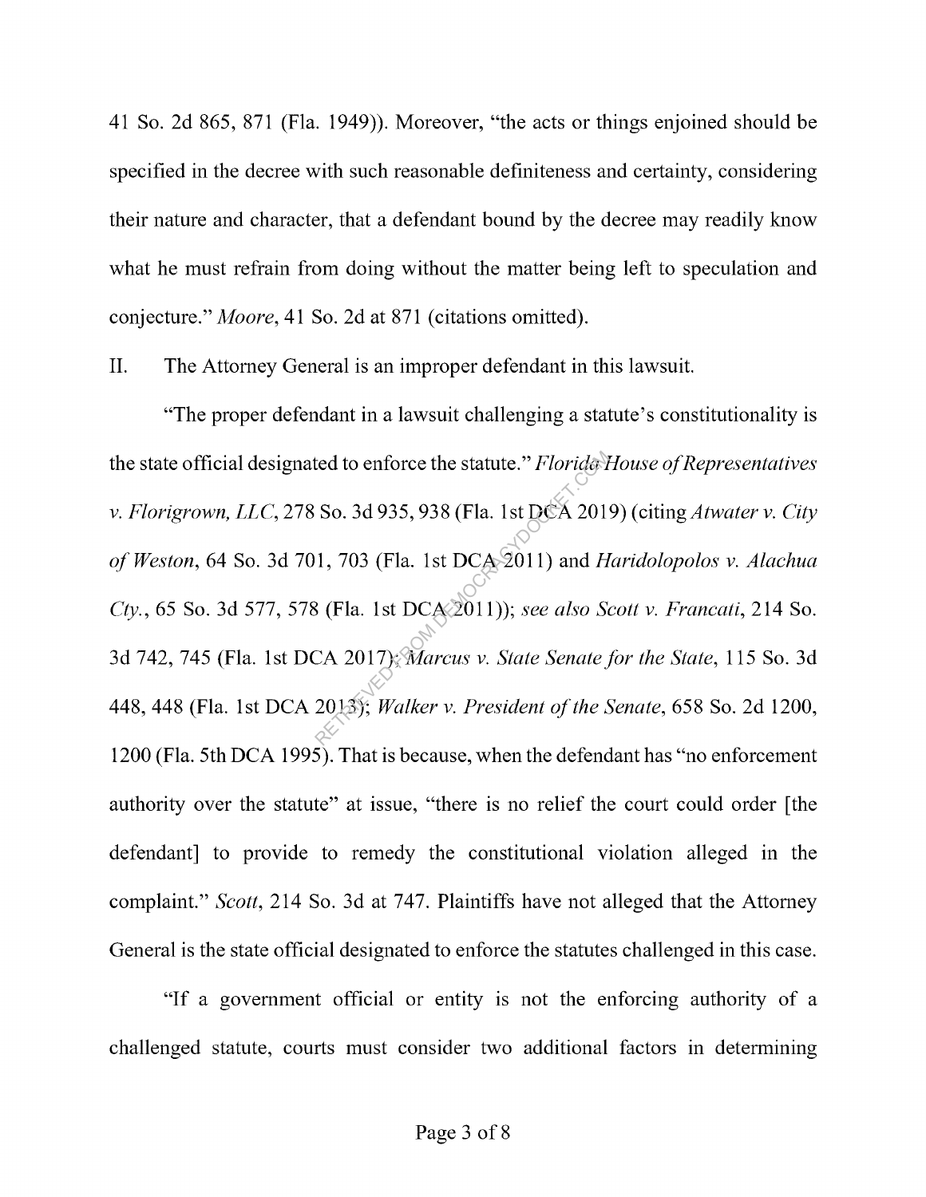41 So. 2d 865, 871 (Fla. 1949)). Moreover, "the acts or things enjoined should be specified in the decree with such reasonable definiteness and certainty, considering their nature and character, that a defendant bound by the decree may readily know what he must refrain from doing without the matter being left to speculation and conjecture." *Moore*, 41 So. 2d at 871 (citations omitted).

## II. The Attorney General is an improper defendant in this lawsuit.

"The proper defendant in a lawsuit challenging a statute's constitutionality is the state official designated to enforce the statute." *Florida House of Representatives v. Florigrown, LLC*, 278 So. 3d 935, 938 (Fla. 1st DCA 2019) (citing *Atwater v. City of Weston*, 64 So. 3d 701, 703 (Fla. 1st DCA 2011) and *Haridolopolos v. Alachua Cty.*, 65 So. 3d 577, 578 (Fla. 1st DCA 2011)); *see also Scott v. Francati*, 214 So. 3d 742, 745 (Fla. 1st DCA 2017); *Marcus v. State Senate for the State*, 115 So. 3d 448, 448 (Fla. 1st DCA 2013); *Walker v. President of the Senate*, 658 So. 2d 1200, 1200 (Fla. 5th DCA 1995). That is because, when the defendant has "no enforcement authority over the statute" at issue, "there is no relief the court could order [the defendant] to provide to remedy the constitutional violation alleged in the complaint." *Scott*, 214 So. 3d at 747. Plaintiffs have not alleged that the Attorney General is the state official designated to enforce the statutes challenged in this case.

"If a government official or entity is not the enforcing authority of a challenged statute, courts must consider two additional factors in determining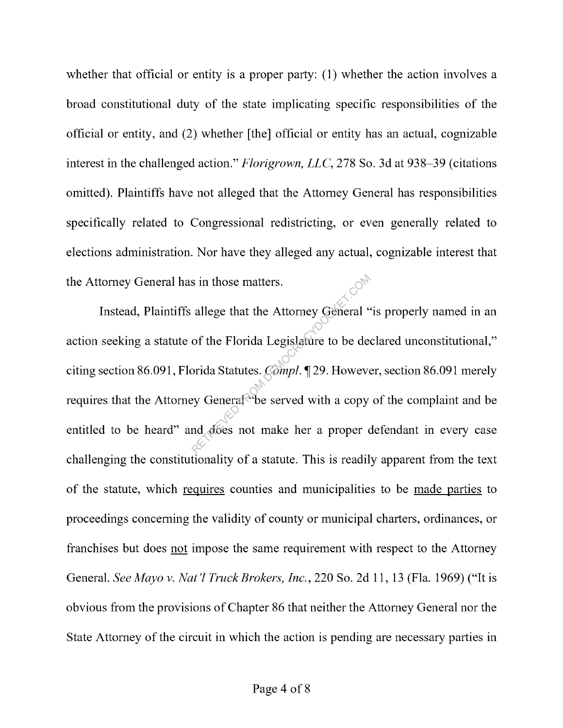whether that official or entity is a proper party: (1) whether the action involves a broad constitutional duty of the state implicating specific responsibilities of the official or entity, and (2) whether [the] official or entity has an actual, cognizable interest in the challenged action." *Florigrown, LLC*, 278 So. 3d at 938–39 (citations omitted). Plaintiffs have not alleged that the Attorney General has responsibilities specifically related to Congressional redistricting, or even generally related to elections administration. Nor have they alleged any actual, cognizable interest that the Attorney General has in those matters.

Instead, Plaintiffs allege that the Attorney General "is properly named in an action seeking a statute of the Florida Legislature to be declared unconstitutional," citing section 86.091, Florida Statutes. *Compl.* ¶ 29. However, section 86.091 merely requires that the Attorney General "be served with a copy of the complaint and be entitled to be heard" and does not make her a proper defendant in every case challenging the constitutionality of a statute. This is readily apparent from the text of the statute, which <u>requires</u> counties and municipalities to be <u>made parties</u> to proceedings concerning the validity of county or municipal charters, ordinances, or franchises but does <u>not</u> impose the same requirement with respect to the Attorney General. *See Mayo v. Nat'l Truck Brokers, Inc.*, 220 So. 2d 11, 13 (Fla. 1969) ("It is obvious from the provisions of Chapter 86 that neither the Attorney General nor the State Attorney of the circuit in which the action is pending are necessary parties in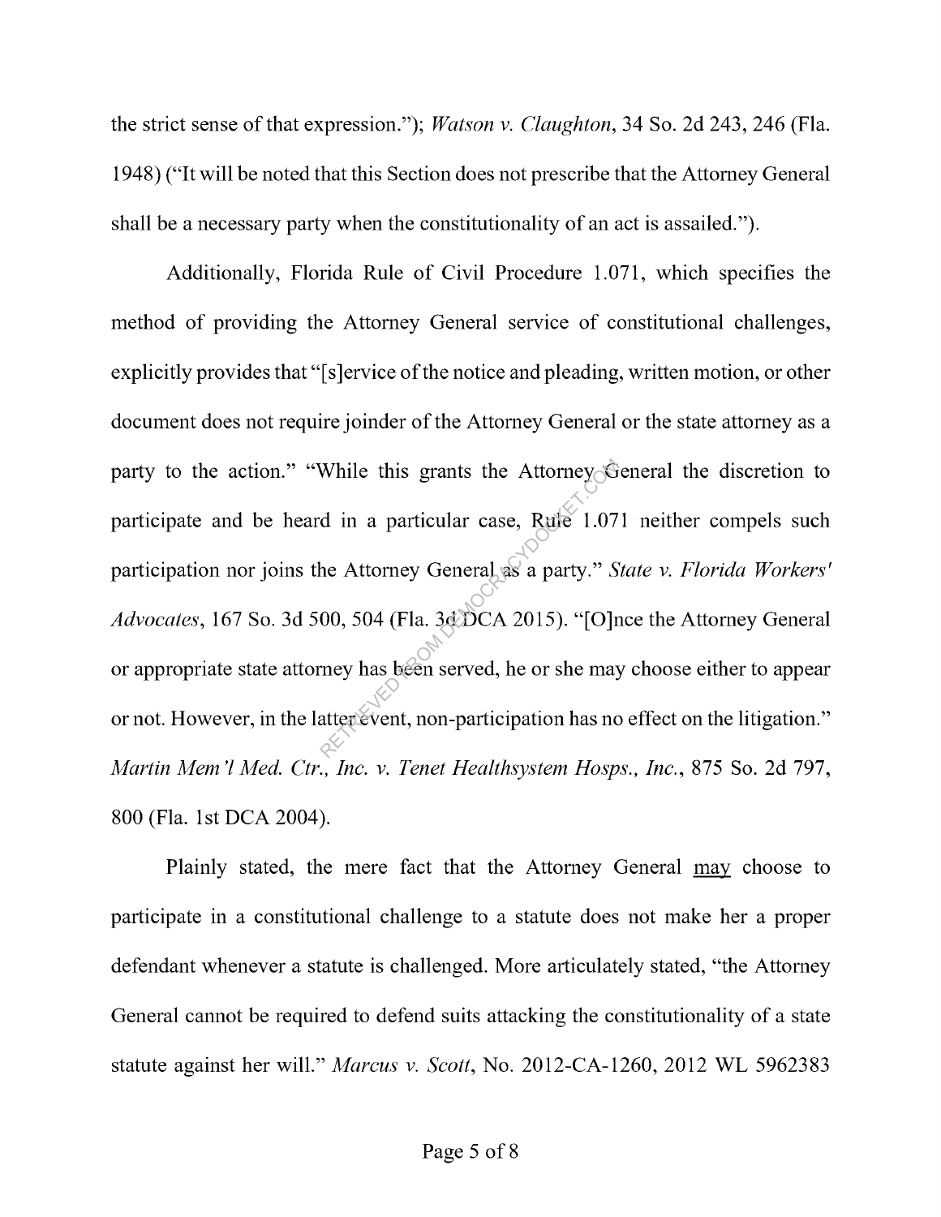the strict sense of that expression."); *Watson v. Claughton*, 34 So. 2d 243, 246 (Fla. 1948) ("It will be noted that this Section does not prescribe that the Attorney General shall be a necessary party when the constitutionality of an act is assailed.").

Additionally, Florida Rule of Civil Procedure 1.071, which specifies the method of providing the Attorney General service of constitutional challenges, explicitly provides that "[s]ervice of the notice and pleading, written motion, or other document does not require joinder of the Attorney General or the state attorney as a party to the action." "While this grants the Attorney General the discretion to participate and be heard in a particular case, Rule 1.071 neither compels such participation nor joins the Attorney General as a party." *State v. Florida Workers' Advocates*, 167 So. 3d 500, 504 (Fla. 3d DCA 2015). "[O]nce the Attorney General or appropriate state attorney has been served, he or she may choose either to appear or not. However, in the latter event, non-participation has no effect on the litigation." *Martin Mem'l Med. Ctr., Inc. v. Tenet Healthsystem Hosps., Inc.*, 875 So. 2d 797, 800 (Fla. 1st DCA 2004).

Plainly stated, the mere fact that the Attorney General <u>may</u> choose to participate in a constitutional challenge to a statute does not make her a proper defendant whenever a statute is challenged. More articulately stated, "the Attorney General cannot be required to defend suits attacking the constitutionality of a state statute against her will." *Marcus v. Scott*, No. 2012-CA-1260, 2012 WL 5962383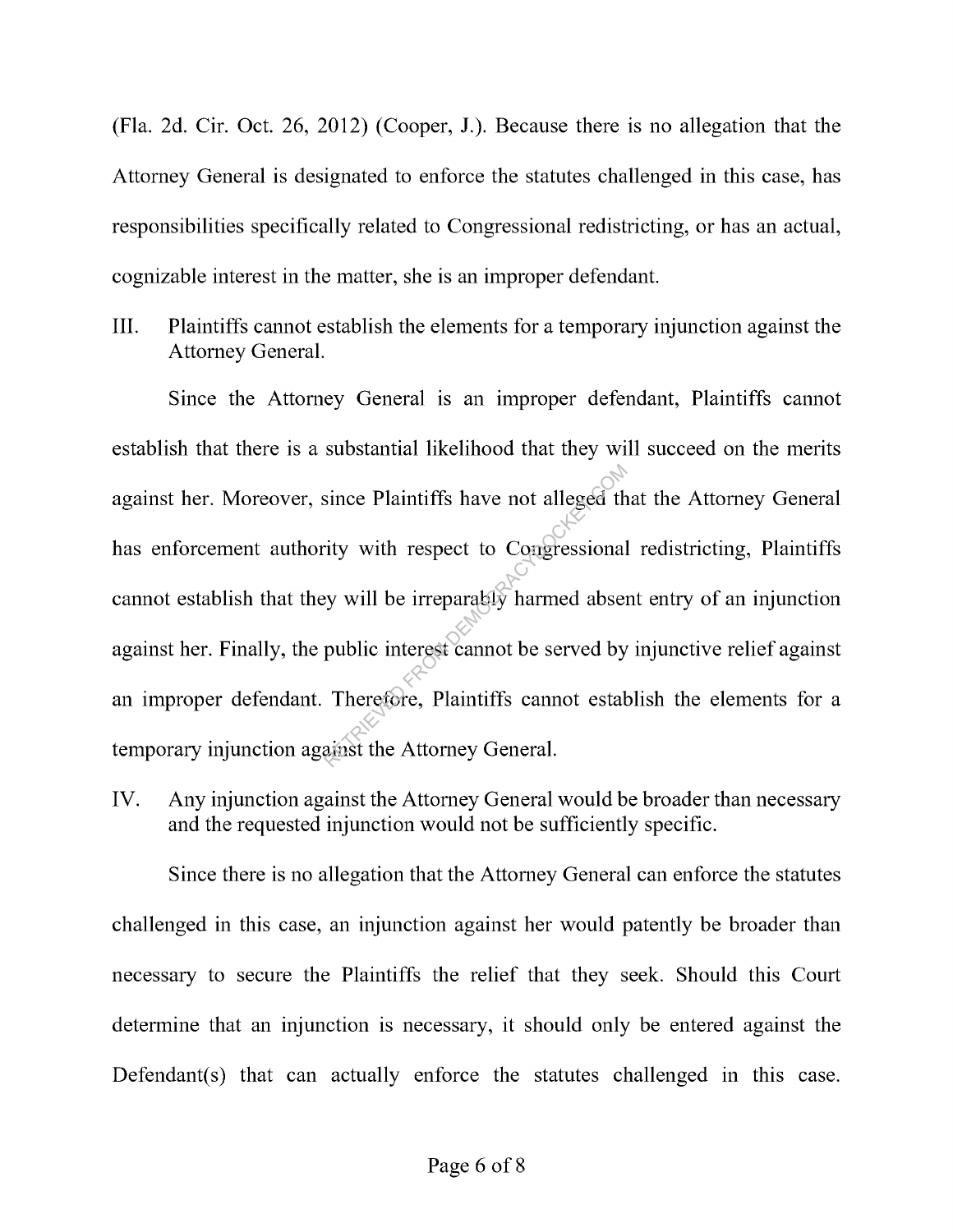(Fla. 2d. Cir. Oct. 26, 2012) (Cooper, J.). Because there is no allegation that the Attorney General is designated to enforce the statutes challenged in this case, has responsibilities specifically related to Congressional redistricting, or has an actual, cognizable interest in the matter, she is an improper defendant.

## III. Plaintiffs cannot establish the elements for a temporary injunction against the Attorney General.

Since the Attorney General is an improper defendant, Plaintiffs cannot establish that there is a substantial likelihood that they will succeed on the merits against her. Moreover, since Plaintiffs have not alleged that the Attorney General has enforcement authority with respect to Congressional redistricting, Plaintiffs cannot establish that they will be irreparably harmed absent entry of an injunction against her. Finally, the public interest cannot be served by injunctive relief against an improper defendant. Therefore, Plaintiffs cannot establish the elements for a temporary injunction against the Attorney General.

## IV. Any injunction against the Attorney General would be broader than necessary and the requested injunction would not be sufficiently specific.

Since there is no allegation that the Attorney General can enforce the statutes challenged in this case, an injunction against her would patently be broader than necessary to secure the Plaintiffs the relief that they seek. Should this Court determine that an injunction is necessary, it should only be entered against the Defendant(s) that can actually enforce the statutes challenged in this case.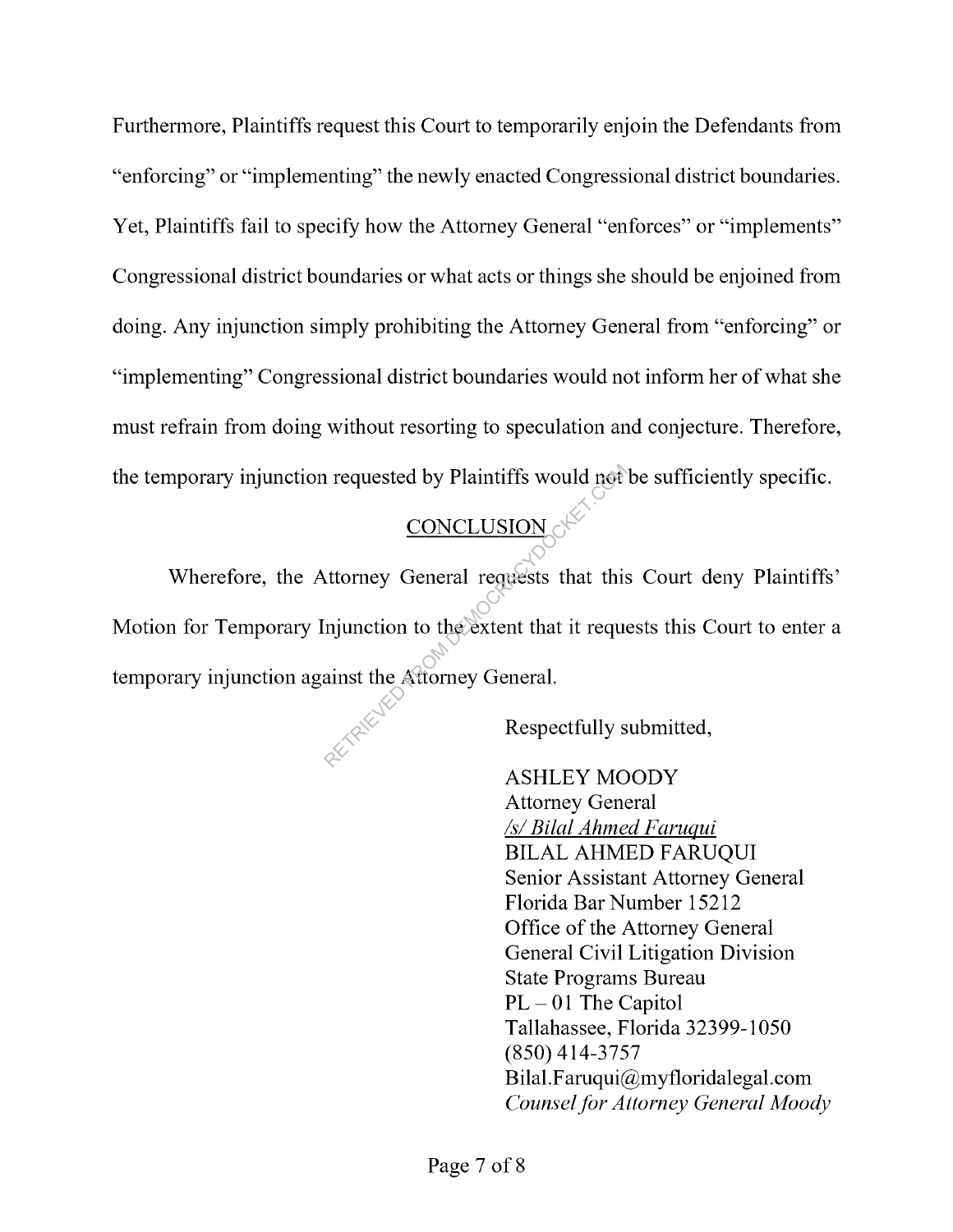Furthermore, Plaintiffs request this Court to temporarily enjoin the Defendants from "enforcing" or "implementing" the newly enacted Congressional district boundaries. Yet, Plaintiffs fail to specify how the Attorney General "enforces" or "implements" Congressional district boundaries or what acts or things she should be enjoined from doing. Any injunction simply prohibiting the Attorney General from "enforcing" or "implementing" Congressional district boundaries would not inform her of what she must refrain from doing without resorting to speculation and conjecture. Therefore, the temporary injunction requested by Plaintiffs would not be sufficiently specific.

## CONCLUSION

Wherefore, the Attorney General requests that this Court deny Plaintiffs' Motion for Temporary Injunction to the extent that it requests this Court to enter a temporary injunction against the Attorney General.

Respectfully submitted,

ASHLEY MOODY
Attorney General
*/s/ Bilal Ahmed Faruqui*
BILAL AHMED FARUQUI
Senior Assistant Attorney General
Florida Bar Number 15212
Office of the Attorney General
General Civil Litigation Division
State Programs Bureau
PL – 01 The Capitol
Tallahassee, Florida 32399-1050
(850) 414-3757
Bilal.Faruqui@myfloridalegal.com
*Counsel for Attorney General Moody*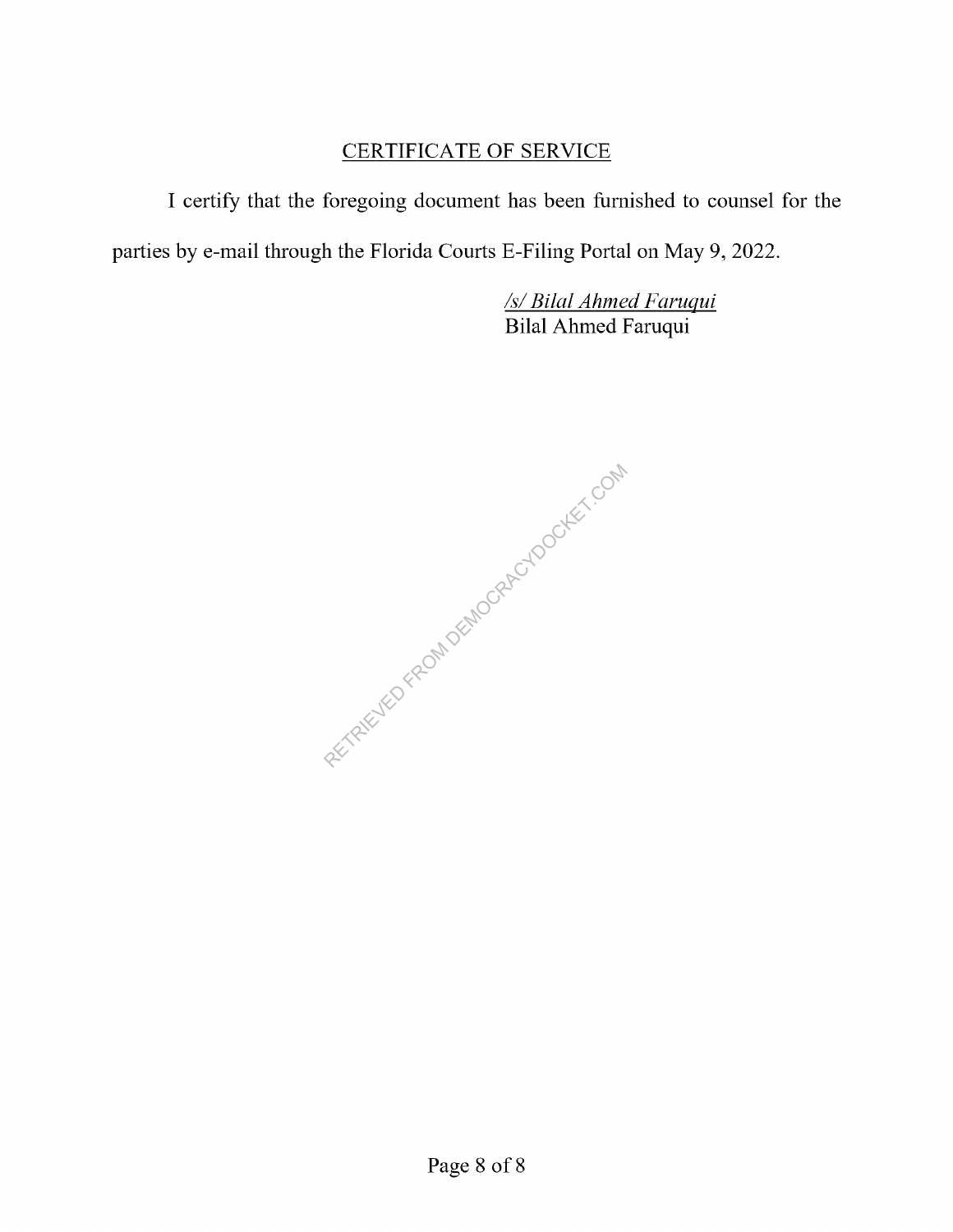## CERTIFICATE OF SERVICE

I certify that the foregoing document has been furnished to counsel for the parties by e-mail through the Florida Courts E-Filing Portal on May 9, 2022.

*/s/ Bilal Ahmed Faruqui*
Bilal Ahmed Faruqui